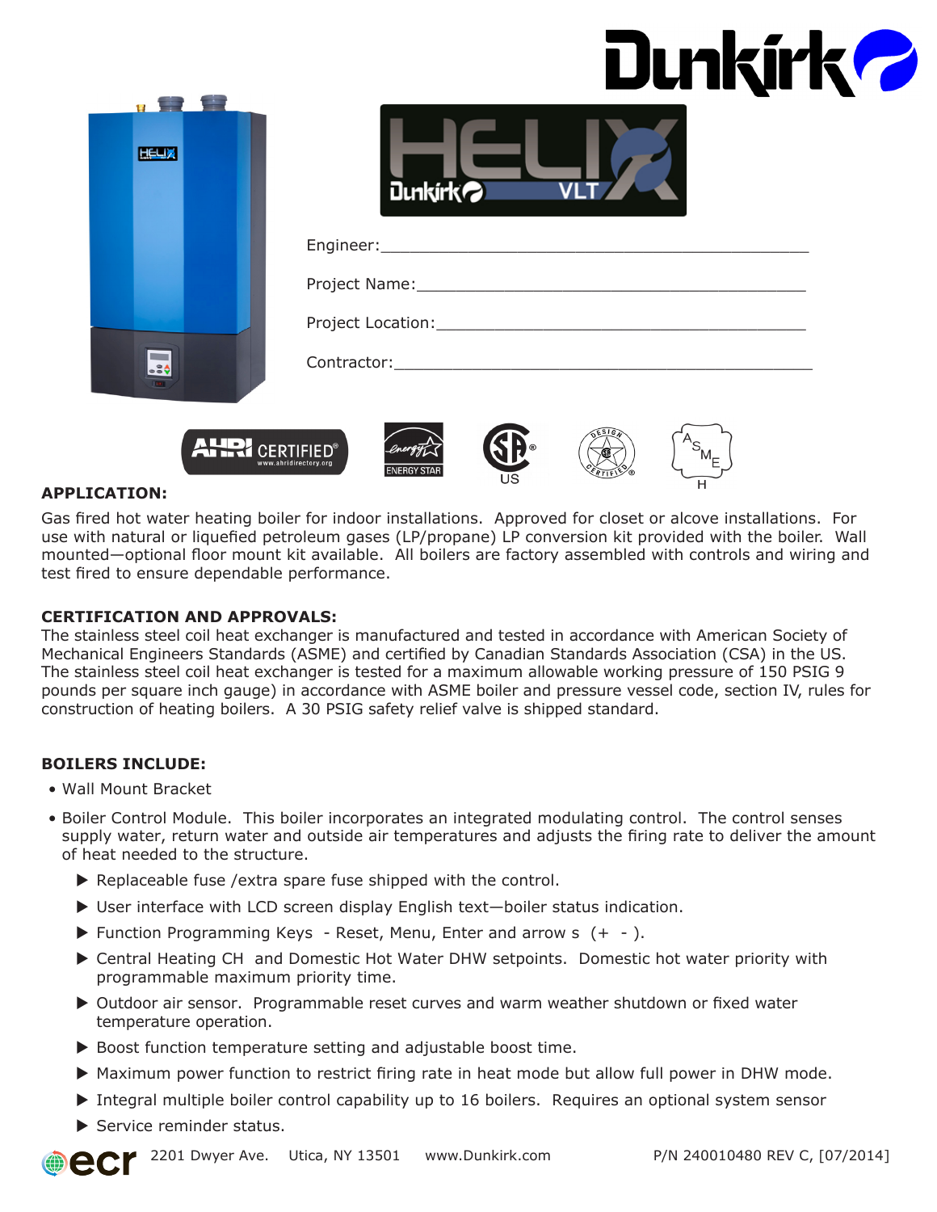# Dunkirk

# HELIX VLT

Engineer:_______________________________________________

Project Name:___________________________________________

Project Location:________________________________________

Contractor:______________________________________________

AHRI CERTIFIED® www.ahridirectory.org | ENERGY STAR | CSA® US | DESIGN CERTIFIED® | ASME H

## APPLICATION:

Gas fired hot water heating boiler for indoor installations. Approved for closet or alcove installations. For use with natural or liquefied petroleum gases (LP/propane) LP conversion kit provided with the boiler. Wall mounted—optional floor mount kit available. All boilers are factory assembled with controls and wiring and test fired to ensure dependable performance.

## CERTIFICATION AND APPROVALS:

The stainless steel coil heat exchanger is manufactured and tested in accordance with American Society of Mechanical Engineers Standards (ASME) and certified by Canadian Standards Association (CSA) in the US. The stainless steel coil heat exchanger is tested for a maximum allowable working pressure of 150 PSIG 9 pounds per square inch gauge) in accordance with ASME boiler and pressure vessel code, section IV, rules for construction of heating boilers. A 30 PSIG safety relief valve is shipped standard.

## BOILERS INCLUDE:

- Wall Mount Bracket
- Boiler Control Module. This boiler incorporates an integrated modulating control. The control senses supply water, return water and outside air temperatures and adjusts the firing rate to deliver the amount of heat needed to the structure.
  - Replaceable fuse /extra spare fuse shipped with the control.
  - User interface with LCD screen display English text—boiler status indication.
  - Function Programming Keys - Reset, Menu, Enter and arrow s (+ - ).
  - Central Heating CH and Domestic Hot Water DHW setpoints. Domestic hot water priority with programmable maximum priority time.
  - Outdoor air sensor. Programmable reset curves and warm weather shutdown or fixed water temperature operation.
  - Boost function temperature setting and adjustable boost time.
  - Maximum power function to restrict firing rate in heat mode but allow full power in DHW mode.
  - Integral multiple boiler control capability up to 16 boilers. Requires an optional system sensor
  - Service reminder status.

ecr 2201 Dwyer Ave. Utica, NY 13501 www.Dunkirk.com P/N 240010480 REV C, [07/2014]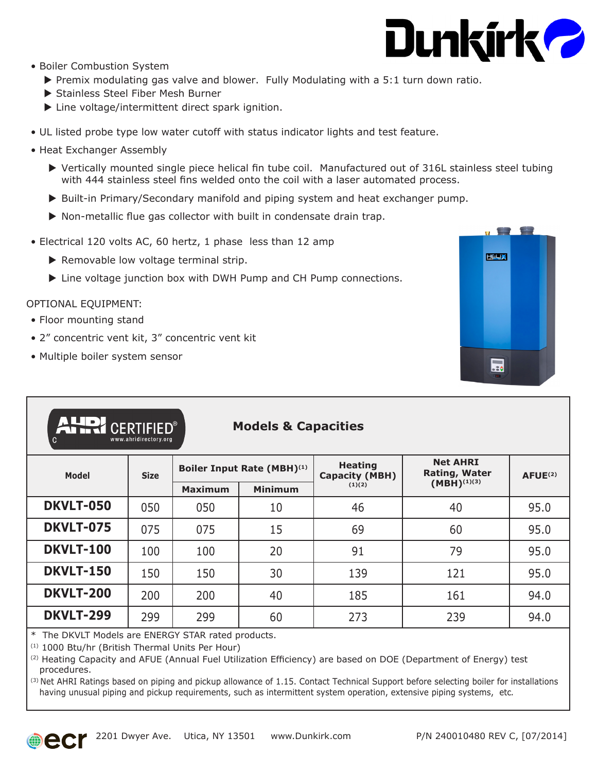- Boiler Combustion System
  - ▶ Premix modulating gas valve and blower. Fully Modulating with a 5:1 turn down ratio.
  - ▶ Stainless Steel Fiber Mesh Burner
  - ▶ Line voltage/intermittent direct spark ignition.
- UL listed probe type low water cutoff with status indicator lights and test feature.
- Heat Exchanger Assembly
  - ▶ Vertically mounted single piece helical fin tube coil. Manufactured out of 316L stainless steel tubing with 444 stainless steel fins welded onto the coil with a laser automated process.
  - ▶ Built-in Primary/Secondary manifold and piping system and heat exchanger pump.
  - ▶ Non-metallic flue gas collector with built in condensate drain trap.
- Electrical 120 volts AC, 60 hertz, 1 phase less than 12 amp
  - ▶ Removable low voltage terminal strip.
  - ▶ Line voltage junction box with DWH Pump and CH Pump connections.

OPTIONAL EQUIPMENT:

- Floor mounting stand
- 2" concentric vent kit, 3" concentric vent kit
- Multiple boiler system sensor

## Models & Capacities

| Model | Size | Boiler Input Rate (MBH)[1] | | Heating Capacity (MBH)[1][2] | Net AHRI Rating, Water (MBH)[1][3] | AFUE[2] |
|---|---|---|---|---|---|---|
| | | Maximum | Minimum | | | |
| **DKVLT-050** | 050 | 050 | 10 | 46 | 40 | 95.0 |
| **DKVLT-075** | 075 | 075 | 15 | 69 | 60 | 95.0 |
| **DKVLT-100** | 100 | 100 | 20 | 91 | 79 | 95.0 |
| **DKVLT-150** | 150 | 150 | 30 | 139 | 121 | 95.0 |
| **DKVLT-200** | 200 | 200 | 40 | 185 | 161 | 94.0 |
| **DKVLT-299** | 299 | 299 | 60 | 273 | 239 | 94.0 |

\* The DKVLT Models are ENERGY STAR rated products.

[1] 1000 Btu/hr (British Thermal Units Per Hour)

[2] Heating Capacity and AFUE (Annual Fuel Utilization Efficiency) are based on DOE (Department of Energy) test procedures.

[3] Net AHRI Ratings based on piping and pickup allowance of 1.15. Contact Technical Support before selecting boiler for installations having unusual piping and pickup requirements, such as intermittent system operation, extensive piping systems, etc.

2201 Dwyer Ave. Utica, NY 13501 www.Dunkirk.com P/N 240010480 REV C, [07/2014]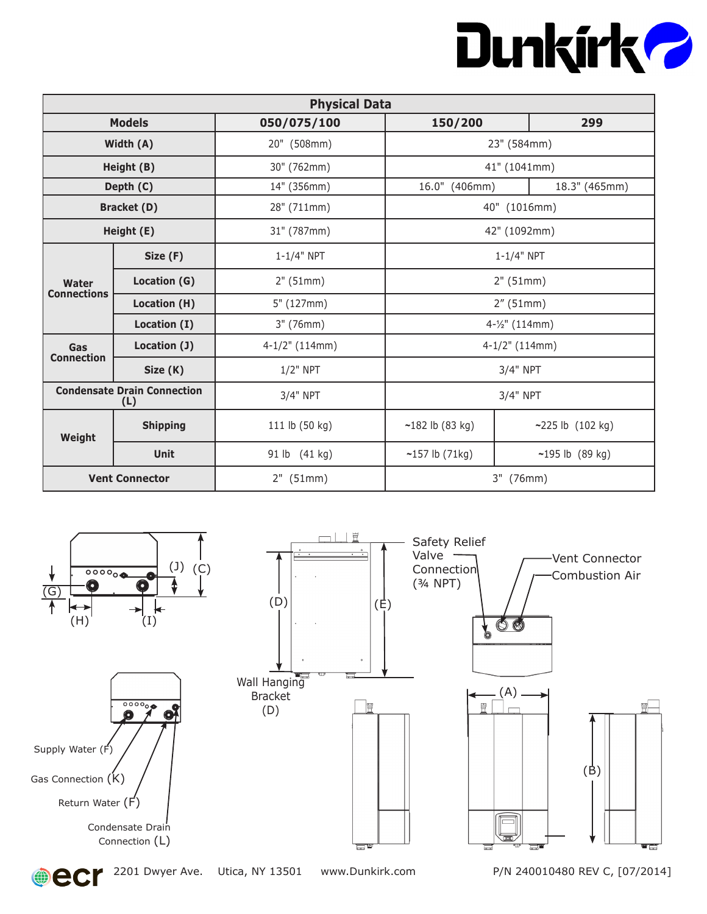Dunkirk

| Physical Data | | | | |
|---|---|---|---|---|
| **Models** | | **050/075/100** | **150/200** | **299** |
| **Width (A)** | | 20" (508mm) | 23" (584mm) | |
| **Height (B)** | | 30" (762mm) | 41" (1041mm) | |
| **Depth (C)** | | 14" (356mm) | 16.0" (406mm) | 18.3" (465mm) |
| **Bracket (D)** | | 28" (711mm) | 40" (1016mm) | |
| **Height (E)** | | 31" (787mm) | 42" (1092mm) | |
| **Water Connections** | **Size (F)** | 1-1/4" NPT | 1-1/4" NPT | |
| | **Location (G)** | 2" (51mm) | 2" (51mm) | |
| | **Location (H)** | 5" (127mm) | 2" (51mm) | |
| | **Location (I)** | 3" (76mm) | 4-½" (114mm) | |
| **Gas Connection** | **Location (J)** | 4-1/2" (114mm) | 4-1/2" (114mm) | |
| | **Size (K)** | 1/2" NPT | 3/4" NPT | |
| **Condensate Drain Connection (L)** | | 3/4" NPT | 3/4" NPT | |
| **Weight** | **Shipping** | 111 lb (50 kg) | ~182 lb (83 kg) | ~225 lb (102 kg) |
| | **Unit** | 91 lb (41 kg) | ~157 lb (71kg) | ~195 lb (89 kg) |
| **Vent Connector** | | 2" (51mm) | 3" (76mm) | |

(G) (H) (I) (J) (C)

Supply Water (F)

Gas Connection (K)

Return Water (F)

Condensate Drain Connection (L)

(D) (E)

Wall Hanging Bracket (D)

Safety Relief Valve Connection (¾ NPT)

Vent Connector

Combustion Air

(A) (B)

ecr 2201 Dwyer Ave. Utica, NY 13501 www.Dunkirk.com P/N 240010480 REV C, [07/2014]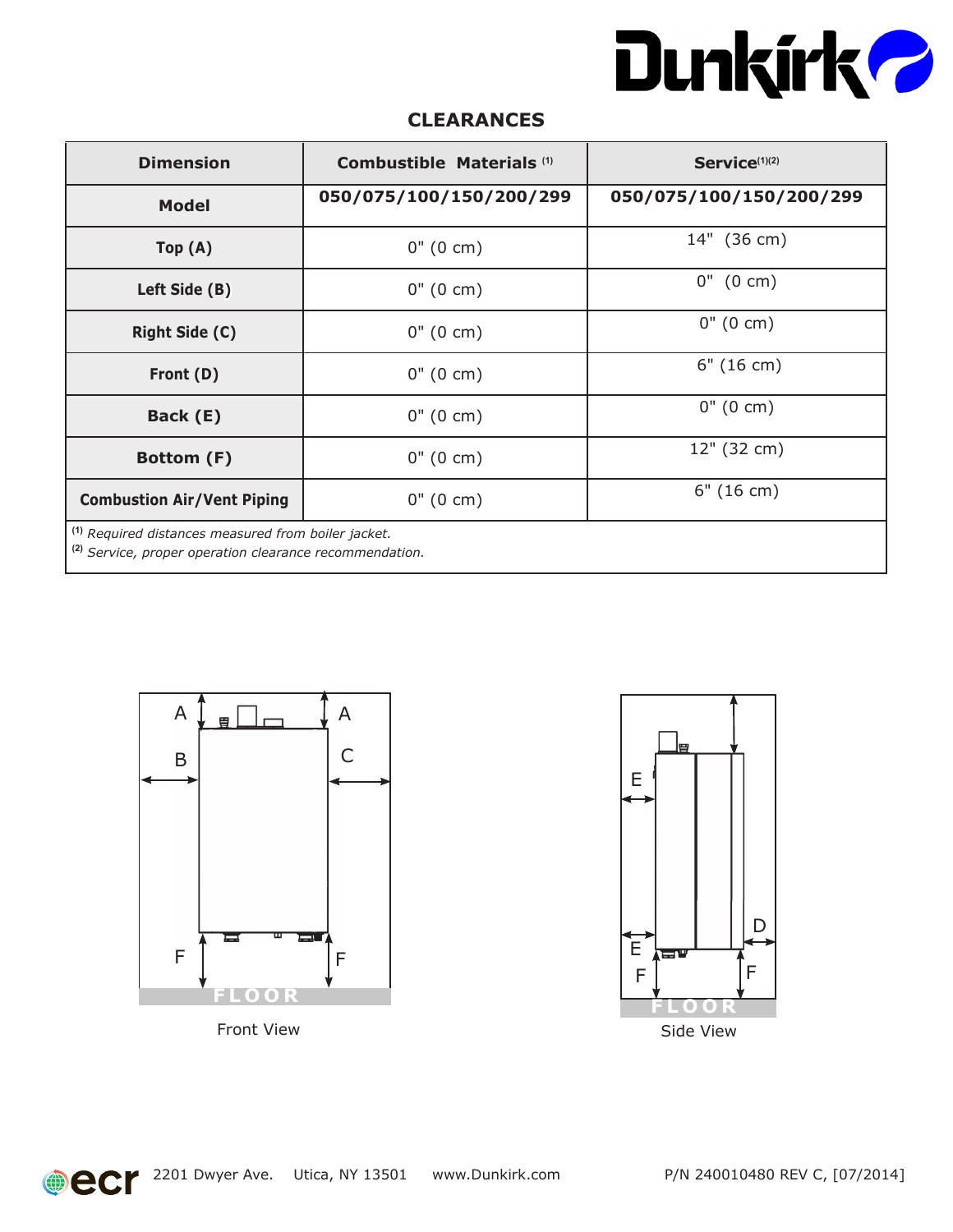# CLEARANCES

| Dimension | Combustible Materials [1] | Service[1][2] |
|---|---|---|
| **Model** | **050/075/100/150/200/299** | **050/075/100/150/200/299** |
| **Top (A)** | 0" (0 cm) | 14" (36 cm) |
| **Left Side (B)** | 0" (0 cm) | 0" (0 cm) |
| **Right Side (C)** | 0" (0 cm) | 0" (0 cm) |
| **Front (D)** | 0" (0 cm) | 6" (16 cm) |
| **Back (E)** | 0" (0 cm) | 0" (0 cm) |
| **Bottom (F)** | 0" (0 cm) | 12" (32 cm) |
| **Combustion Air/Vent Piping** | 0" (0 cm) | 6" (16 cm) |

[1] *Required distances measured from boiler jacket.*
[2] *Service, proper operation clearance recommendation.*

Front View

Side View

2201 Dwyer Ave. Utica, NY 13501 www.Dunkirk.com P/N 240010480 REV C, [07/2014]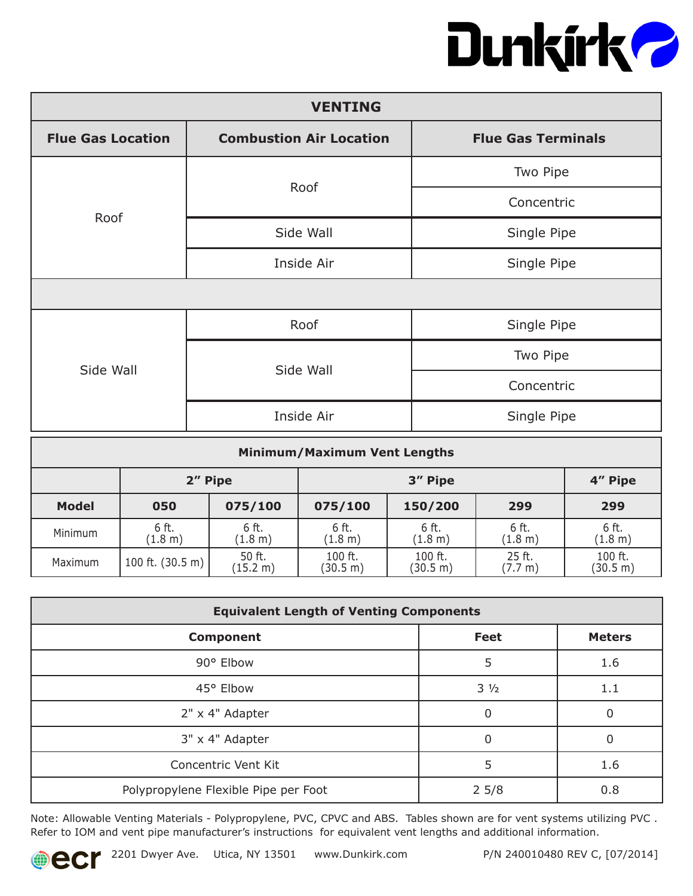Dunkirk

| VENTING | | |
|---|---|---|
| **Flue Gas Location** | **Combustion Air Location** | **Flue Gas Terminals** |
| Roof | Roof | Two Pipe |
| | | Concentric |
| | Side Wall | Single Pipe |
| | Inside Air | Single Pipe |
| | | |
| Side Wall | Roof | Single Pipe |
| | Side Wall | Two Pipe |
| | | Concentric |
| | Inside Air | Single Pipe |

| Minimum/Maximum Vent Lengths | | | | | | |
|---|---|---|---|---|---|---|
| | **2" Pipe** | | **3" Pipe** | | | **4" Pipe** |
| **Model** | **050** | **075/100** | **075/100** | **150/200** | **299** | **299** |
| Minimum | 6 ft. (1.8 m) | 6 ft. (1.8 m) | 6 ft. (1.8 m) | 6 ft. (1.8 m) | 6 ft. (1.8 m) | 6 ft. (1.8 m) |
| Maximum | 100 ft. (30.5 m) | 50 ft. (15.2 m) | 100 ft. (30.5 m) | 100 ft. (30.5 m) | 25 ft. (7.7 m) | 100 ft. (30.5 m) |

| Equivalent Length of Venting Components | | |
|---|---|---|
| **Component** | **Feet** | **Meters** |
| 90° Elbow | 5 | 1.6 |
| 45° Elbow | 3 ½ | 1.1 |
| 2" x 4" Adapter | 0 | 0 |
| 3" x 4" Adapter | 0 | 0 |
| Concentric Vent Kit | 5 | 1.6 |
| Polypropylene Flexible Pipe per Foot | 2 5/8 | 0.8 |

Note: Allowable Venting Materials - Polypropylene, PVC, CPVC and ABS. Tables shown are for vent systems utilizing PVC . Refer to IOM and vent pipe manufacturer's instructions for equivalent vent lengths and additional information.

ecr 2201 Dwyer Ave. Utica, NY 13501 www.Dunkirk.com P/N 240010480 REV C, [07/2014]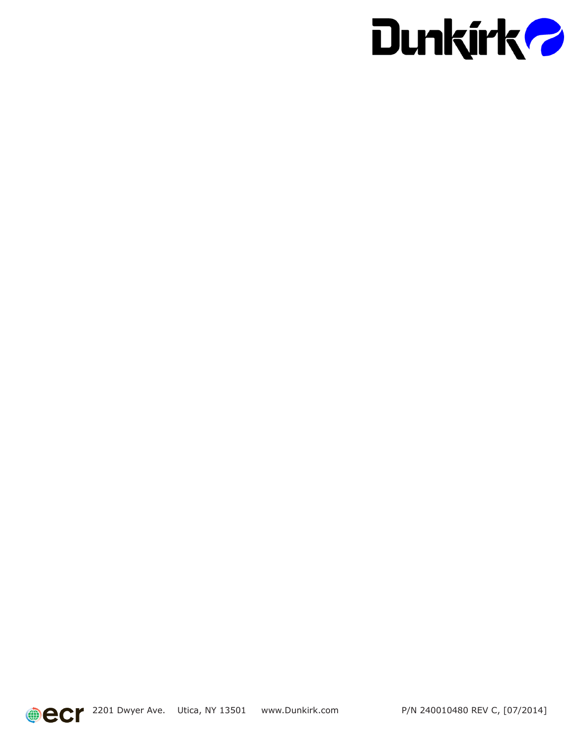Dunkirk

ecr 2201 Dwyer Ave. Utica, NY 13501 www.Dunkirk.com P/N 240010480 REV C, [07/2014]